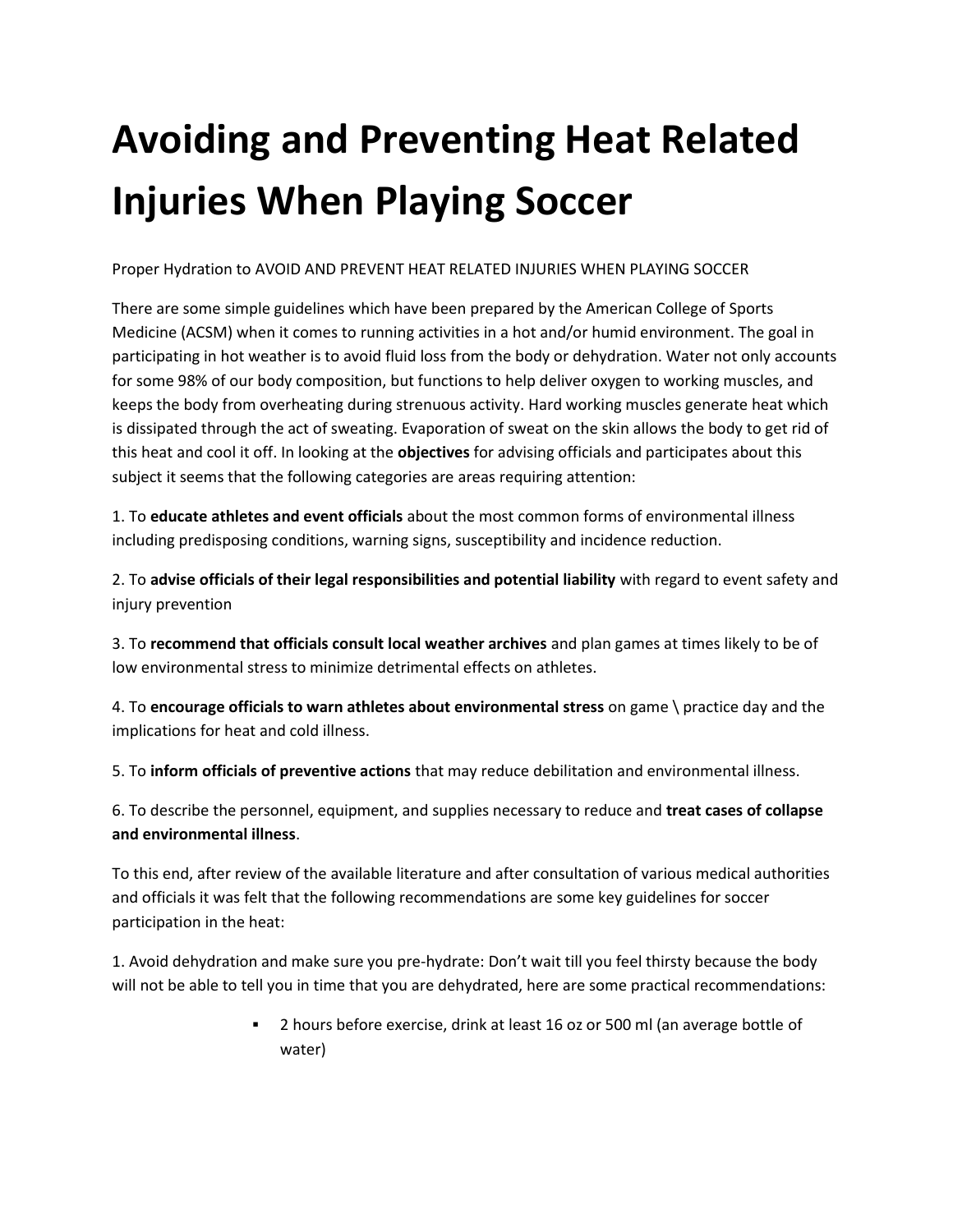# Avoiding and Preventing Heat Related Injuries When Playing Soccer

Proper Hydration to AVOID AND PREVENT HEAT RELATED INJURIES WHEN PLAYING SOCCER

There are some simple guidelines which have been prepared by the American College of Sports Medicine (ACSM) when it comes to running activities in a hot and/or humid environment. The goal in participating in hot weather is to avoid fluid loss from the body or dehydration. Water not only accounts for some 98% of our body composition, but functions to help deliver oxygen to working muscles, and keeps the body from overheating during strenuous activity. Hard working muscles generate heat which is dissipated through the act of sweating. Evaporation of sweat on the skin allows the body to get rid of this heat and cool it off. In looking at the **objectives** for advising officials and participates about this subject it seems that the following categories are areas requiring attention:

1. To **educate athletes and event officials** about the most common forms of environmental illness including predisposing conditions, warning signs, susceptibility and incidence reduction.

2. To **advise officials of their legal responsibilities and potential liability** with regard to event safety and injury prevention

3. To **recommend that officials consult local weather archives** and plan games at times likely to be of low environmental stress to minimize detrimental effects on athletes.

4. To **encourage officials to warn athletes about environmental stress** on game \ practice day and the implications for heat and cold illness.

5. To **inform officials of preventive actions** that may reduce debilitation and environmental illness.

6. To describe the personnel, equipment, and supplies necessary to reduce and **treat cases of collapse and environmental illness**.

To this end, after review of the available literature and after consultation of various medical authorities and officials it was felt that the following recommendations are some key guidelines for soccer participation in the heat:

1. Avoid dehydration and make sure you pre-hydrate: Don't wait till you feel thirsty because the body will not be able to tell you in time that you are dehydrated, here are some practical recommendations:

- 2 hours before exercise, drink at least 16 oz or 500 ml (an average bottle of water)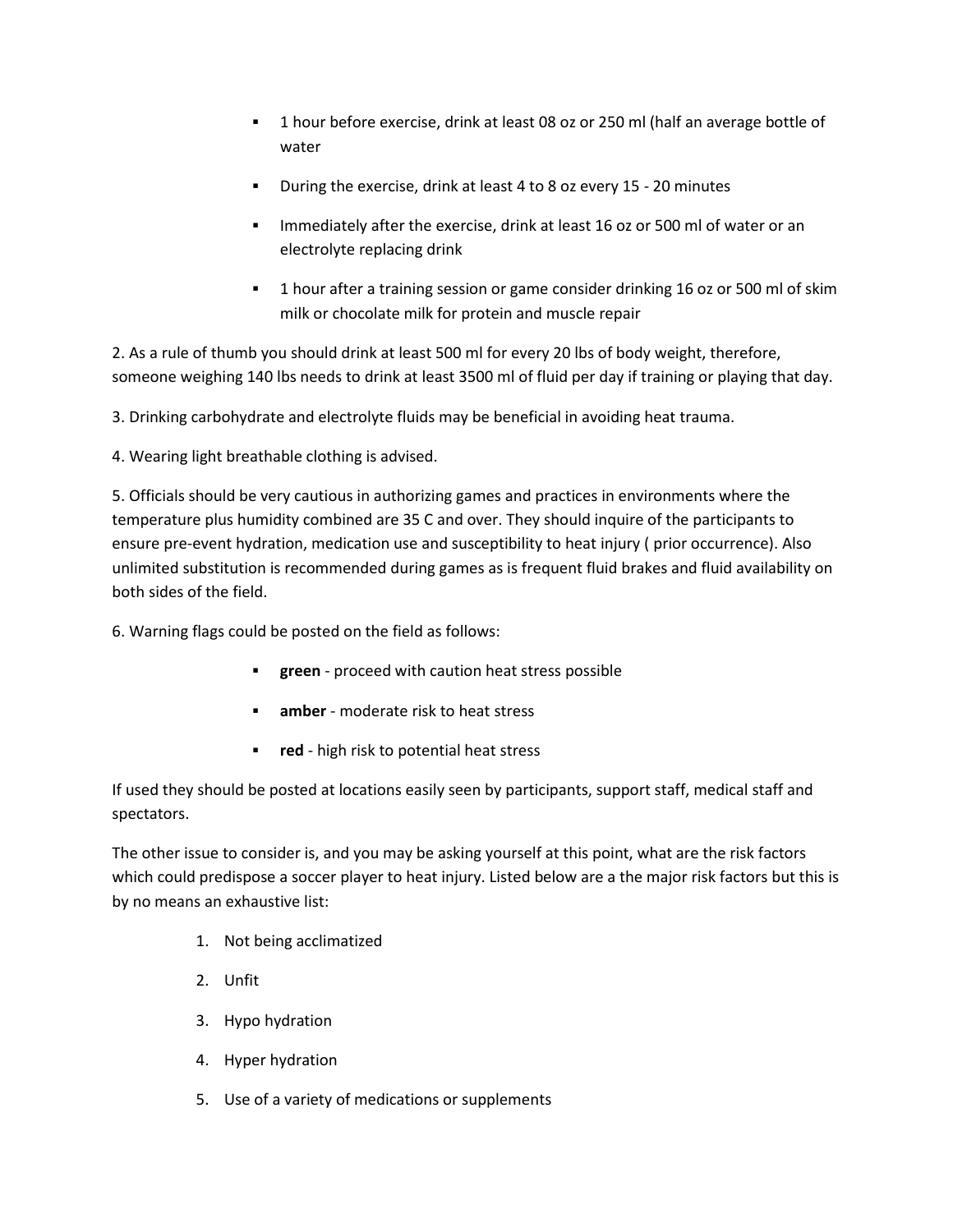- 1 hour before exercise, drink at least 08 oz or 250 ml (half an average bottle of water
- During the exercise, drink at least 4 to 8 oz every 15 - 20 minutes
- Immediately after the exercise, drink at least 16 oz or 500 ml of water or an electrolyte replacing drink
- 1 hour after a training session or game consider drinking 16 oz or 500 ml of skim milk or chocolate milk for protein and muscle repair

2. As a rule of thumb you should drink at least 500 ml for every 20 lbs of body weight, therefore, someone weighing 140 lbs needs to drink at least 3500 ml of fluid per day if training or playing that day.

3. Drinking carbohydrate and electrolyte fluids may be beneficial in avoiding heat trauma.

4. Wearing light breathable clothing is advised.

5. Officials should be very cautious in authorizing games and practices in environments where the temperature plus humidity combined are 35 C and over. They should inquire of the participants to ensure pre-event hydration, medication use and susceptibility to heat injury ( prior occurrence). Also unlimited substitution is recommended during games as is frequent fluid brakes and fluid availability on both sides of the field.

6. Warning flags could be posted on the field as follows:

- **green** - proceed with caution heat stress possible
- **amber** - moderate risk to heat stress
- **red** - high risk to potential heat stress

If used they should be posted at locations easily seen by participants, support staff, medical staff and spectators.

The other issue to consider is, and you may be asking yourself at this point, what are the risk factors which could predispose a soccer player to heat injury. Listed below are a the major risk factors but this is by no means an exhaustive list:

1. Not being acclimatized
2. Unfit
3. Hypo hydration
4. Hyper hydration
5. Use of a variety of medications or supplements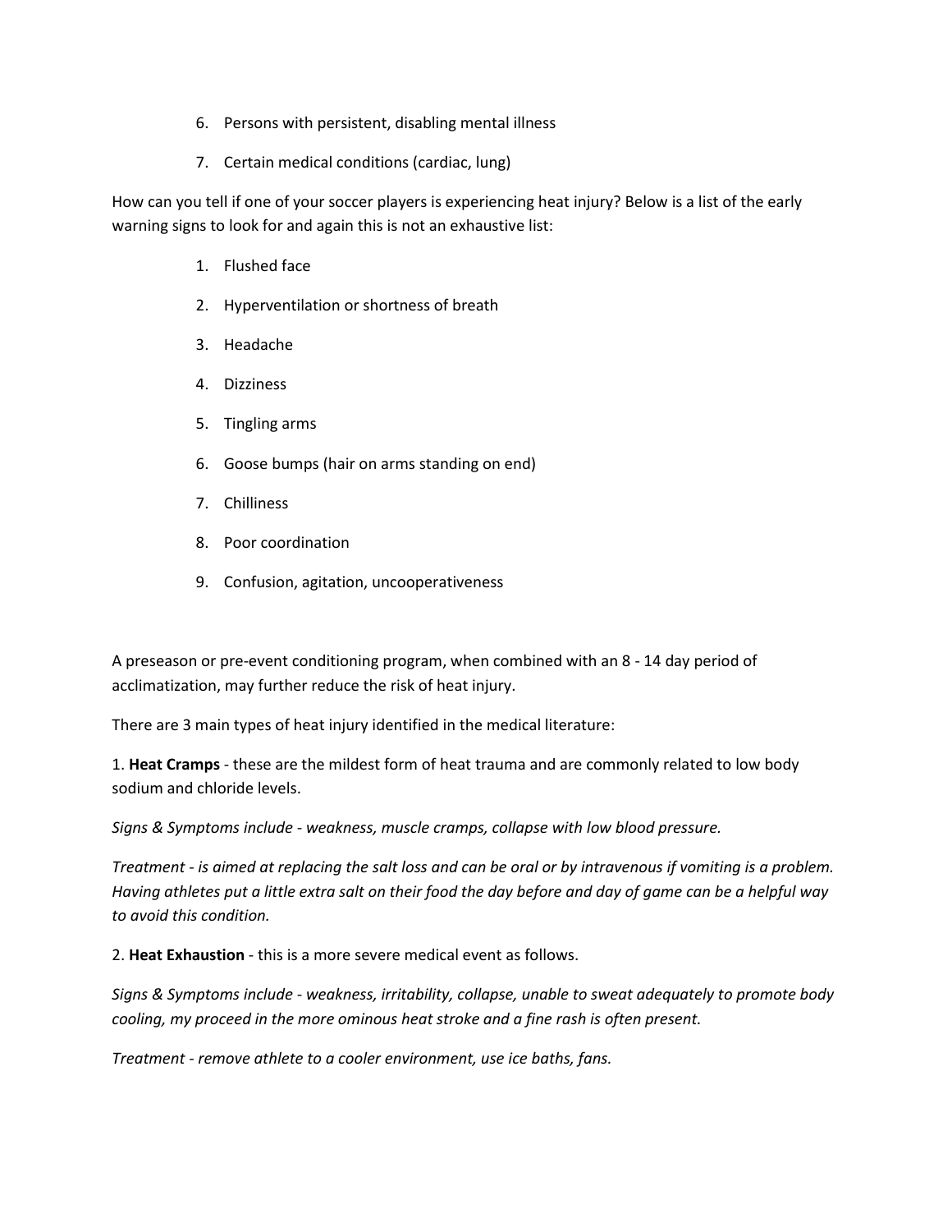6. Persons with persistent, disabling mental illness
7. Certain medical conditions (cardiac, lung)

How can you tell if one of your soccer players is experiencing heat injury? Below is a list of the early warning signs to look for and again this is not an exhaustive list:

1. Flushed face
2. Hyperventilation or shortness of breath
3. Headache
4. Dizziness
5. Tingling arms
6. Goose bumps (hair on arms standing on end)
7. Chilliness
8. Poor coordination
9. Confusion, agitation, uncooperativeness

A preseason or pre-event conditioning program, when combined with an 8 - 14 day period of acclimatization, may further reduce the risk of heat injury.

There are 3 main types of heat injury identified in the medical literature:

1. **Heat Cramps** - these are the mildest form of heat trauma and are commonly related to low body sodium and chloride levels.

*Signs & Symptoms include - weakness, muscle cramps, collapse with low blood pressure.*

*Treatment - is aimed at replacing the salt loss and can be oral or by intravenous if vomiting is a problem. Having athletes put a little extra salt on their food the day before and day of game can be a helpful way to avoid this condition.*

2. **Heat Exhaustion** - this is a more severe medical event as follows.

*Signs & Symptoms include - weakness, irritability, collapse, unable to sweat adequately to promote body cooling, my proceed in the more ominous heat stroke and a fine rash is often present.*

*Treatment - remove athlete to a cooler environment, use ice baths, fans.*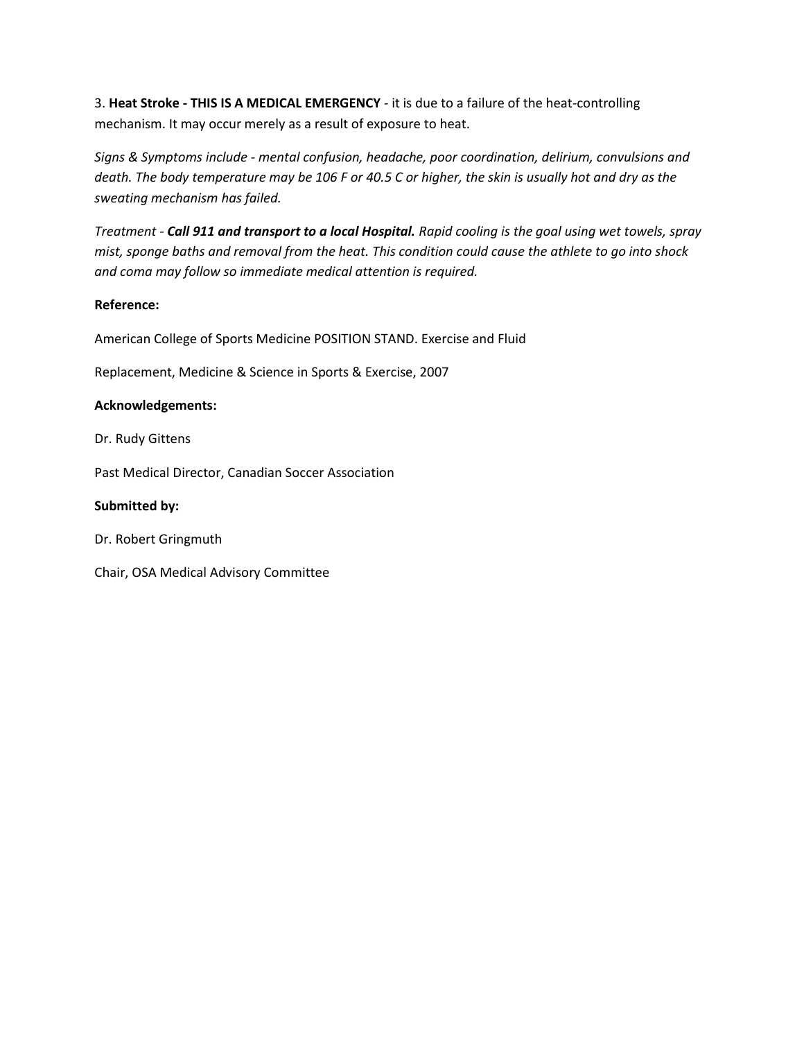3. **Heat Stroke - THIS IS A MEDICAL EMERGENCY** - it is due to a failure of the heat-controlling mechanism. It may occur merely as a result of exposure to heat.

*Signs & Symptoms include - mental confusion, headache, poor coordination, delirium, convulsions and death. The body temperature may be 106 F or 40.5 C or higher, the skin is usually hot and dry as the sweating mechanism has failed.*

*Treatment - **Call 911 and transport to a local Hospital.** Rapid cooling is the goal using wet towels, spray mist, sponge baths and removal from the heat. This condition could cause the athlete to go into shock and coma may follow so immediate medical attention is required.*

**Reference:**

American College of Sports Medicine POSITION STAND. Exercise and Fluid

Replacement, Medicine & Science in Sports & Exercise, 2007

**Acknowledgements:**

Dr. Rudy Gittens

Past Medical Director, Canadian Soccer Association

**Submitted by:**

Dr. Robert Gringmuth

Chair, OSA Medical Advisory Committee